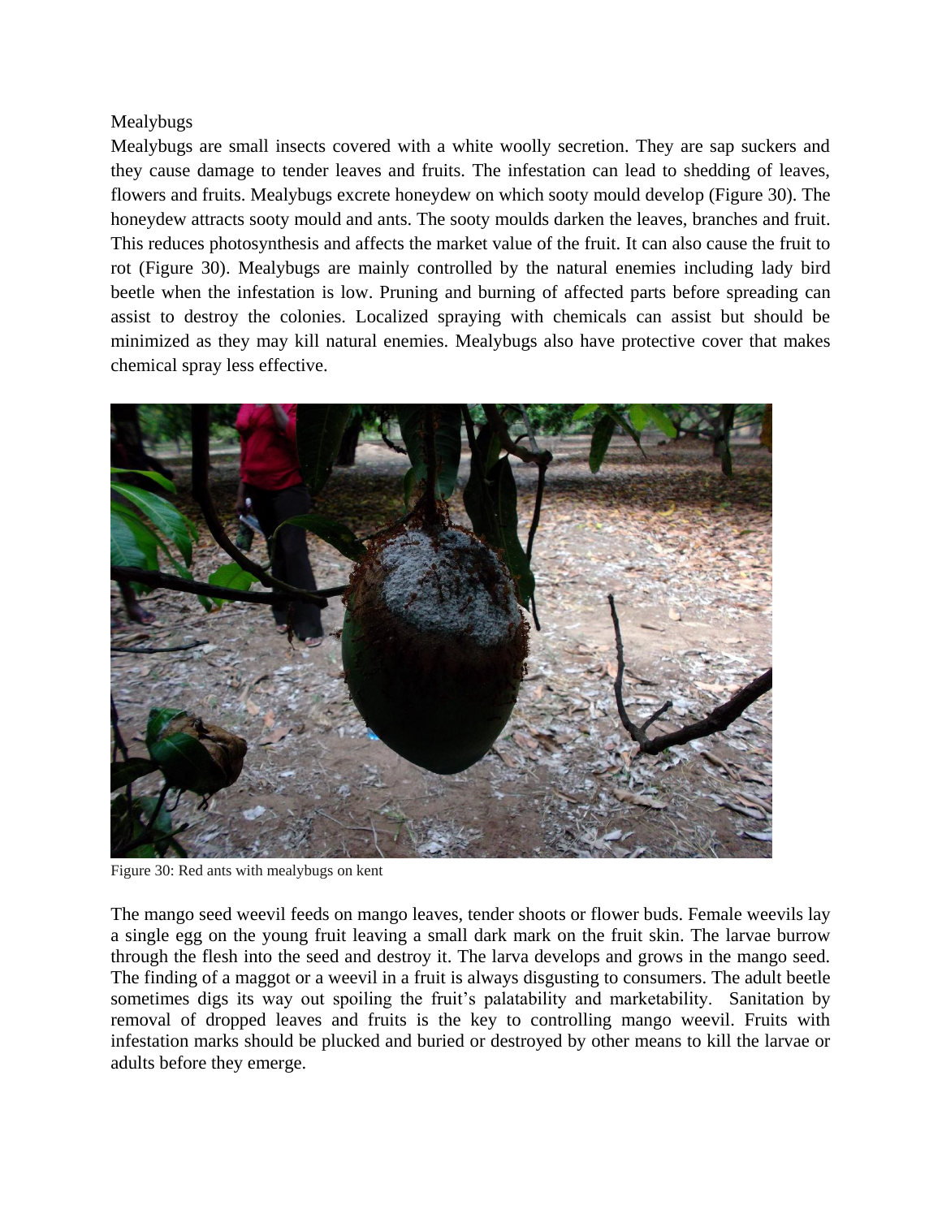Mealybugs

Mealybugs are small insects covered with a white woolly secretion. They are sap suckers and they cause damage to tender leaves and fruits. The infestation can lead to shedding of leaves, flowers and fruits. Mealybugs excrete honeydew on which sooty mould develop (Figure 30). The honeydew attracts sooty mould and ants. The sooty moulds darken the leaves, branches and fruit. This reduces photosynthesis and affects the market value of the fruit. It can also cause the fruit to rot (Figure 30). Mealybugs are mainly controlled by the natural enemies including lady bird beetle when the infestation is low. Pruning and burning of affected parts before spreading can assist to destroy the colonies. Localized spraying with chemicals can assist but should be minimized as they may kill natural enemies. Mealybugs also have protective cover that makes chemical spray less effective.

Figure 30: Red ants with mealybugs on kent

The mango seed weevil feeds on mango leaves, tender shoots or flower buds. Female weevils lay a single egg on the young fruit leaving a small dark mark on the fruit skin. The larvae burrow through the flesh into the seed and destroy it. The larva develops and grows in the mango seed. The finding of a maggot or a weevil in a fruit is always disgusting to consumers. The adult beetle sometimes digs its way out spoiling the fruit's palatability and marketability. Sanitation by removal of dropped leaves and fruits is the key to controlling mango weevil. Fruits with infestation marks should be plucked and buried or destroyed by other means to kill the larvae or adults before they emerge.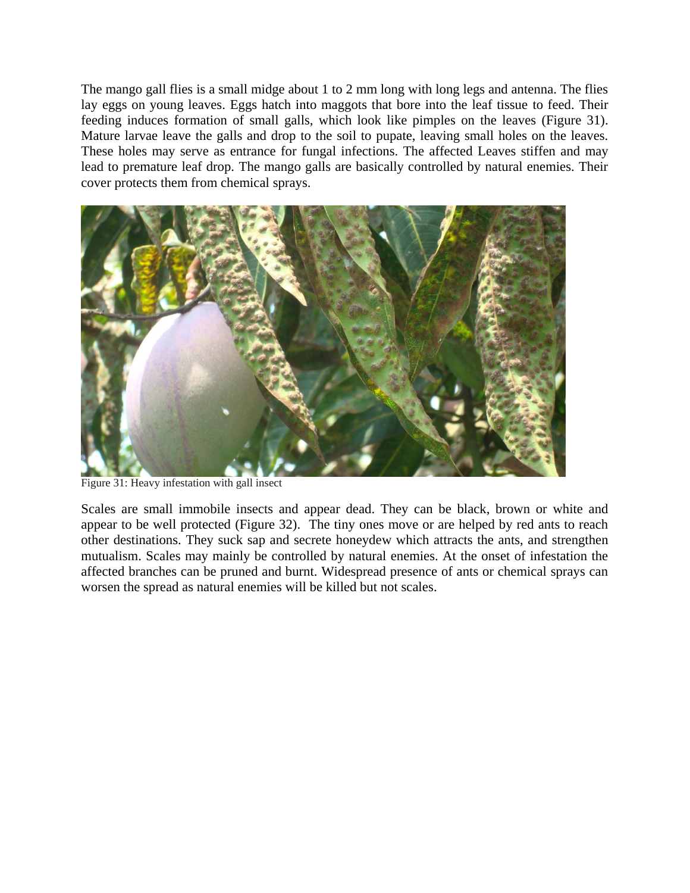The mango gall flies is a small midge about 1 to 2 mm long with long legs and antenna. The flies lay eggs on young leaves. Eggs hatch into maggots that bore into the leaf tissue to feed. Their feeding induces formation of small galls, which look like pimples on the leaves (Figure 31). Mature larvae leave the galls and drop to the soil to pupate, leaving small holes on the leaves. These holes may serve as entrance for fungal infections. The affected Leaves stiffen and may lead to premature leaf drop. The mango galls are basically controlled by natural enemies. Their cover protects them from chemical sprays.

Figure 31: Heavy infestation with gall insect

Scales are small immobile insects and appear dead. They can be black, brown or white and appear to be well protected (Figure 32). The tiny ones move or are helped by red ants to reach other destinations. They suck sap and secrete honeydew which attracts the ants, and strengthen mutualism. Scales may mainly be controlled by natural enemies. At the onset of infestation the affected branches can be pruned and burnt. Widespread presence of ants or chemical sprays can worsen the spread as natural enemies will be killed but not scales.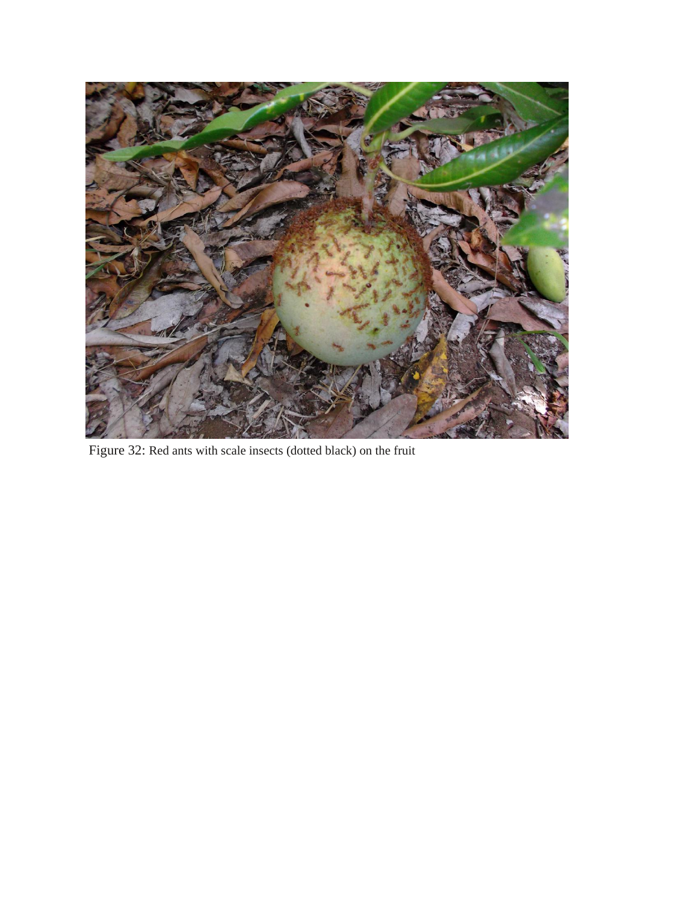Figure 32: Red ants with scale insects (dotted black) on the fruit